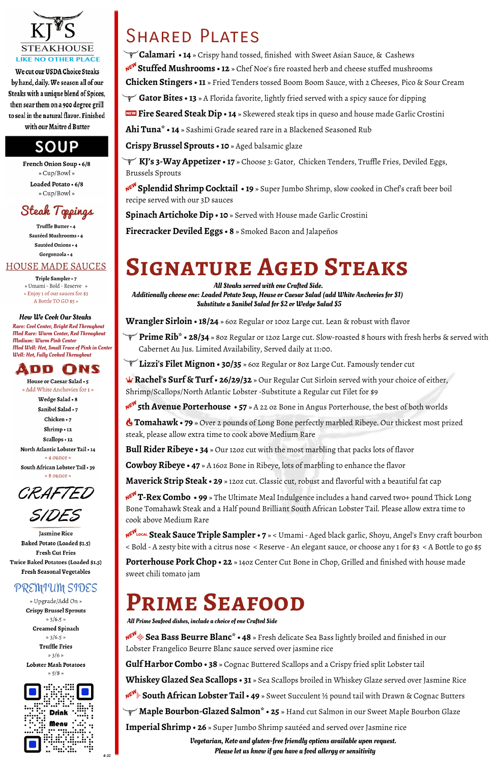# KJ'S STEAKHOUSE

**LIKE NO OTHER PLACE**

We cut our USDA Choice Steaks by hand, daily. We season all of our Steaks with a unique blend of Spices, then sear them on a 900 degree grill to seal in the natural flavor. Finished with our Maitre d Butter

## SOUP

French Onion Soup • 6/8
» Cup/Bowl »

Loaded Potato • 6/8
» Cup/Bowl »

## Steak Toppings

Truffle Butter • 4
Sautéed Mushrooms • 4
Sautéed Onions • 4
Gorgonzola • 4

## HOUSE MADE SAUCES

Triple Sampler • 7
» Umami - Bold - Reserve »
» Enjoy 1 of our sauces for $3
A Bottle TO GO $5 »

### How We Cook Our Steaks

*Rare: Cool Center, Bright Red Throughout*
*Med Rare: Warm Center, Red Throughout*
*Medium: Warm Pink Center*
*Med Well: Hot, Small Trace of Pink in Center*
*Well: Hot, Fully Cooked Throughout*

## ADD ONS

House or Caesar Salad • 5
» Add White Anchovies for 1 »
Wedge Salad • 8
Sanibel Salad • 7
Chicken • 7
Shrimp • 12
Scallops • 12
North Atlantic Lobster Tail • 14
» 4 ounce »
South African Lobster Tail • 39
» 8 ounce »

## CRAFTED SIDES

Jasmine Rice
Baked Potato (Loaded $1.5)
Fresh Cut Fries
Twice Baked Potatoes (Loaded $1.5)
Fresh Seasonal Vegetables

## PREMIUM SIDES

» Upgrade/Add On »
Crispy Brussel Sprouts
» 3/6.5 »
Creamed Spinach
» 3/6.5 »
Truffle Fries
» 3/6 »
Lobster Mash Potatoes
» 5/8 »

Drink Menu

# SHARED PLATES

**Calamari • 14** » Crispy hand tossed, finished with Sweet Asian Sauce, & Cashews

NEW **Stuffed Mushrooms • 12** » Chef Noe's fire roasted herb and cheese stuffed mushrooms

**Chicken Stingers • 11** » Fried Tenders tossed Boom Boom Sauce, with 2 Cheeses, Pico & Sour Cream

**Gator Bites • 13** » A Florida favorite, lightly fried served with a spicy sauce for dipping

NEW **Fire Seared Steak Dip • 14** » Skewered steak tips in queso and house made Garlic Crostini

**Ahi Tuna* • 14** » Sashimi Grade seared rare in a Blackened Seasoned Rub

**Crispy Brussel Sprouts • 10** » Aged balsamic glaze

**KJ's 3-Way Appetizer • 17** » Choose 3: Gator, Chicken Tenders, Truffle Fries, Deviled Eggs, Brussels Sprouts

NEW **Splendid Shrimp Cocktail • 19** » Super Jumbo Shrimp, slow cooked in Chef's craft beer boil recipe served with our 3D sauces

**Spinach Artichoke Dip • 10** » Served with House made Garlic Crostini

**Firecracker Deviled Eggs • 8** » Smoked Bacon and Jalapeños

# SIGNATURE AGED STEAKS

***All Steaks served with one Crafted Side.***
***Additionally choose one: Loaded Potato Soup, House or Caesar Salad (add White Anchovies for $1)***
***Substitute a Sanibel Salad for $2 or Wedge Salad $5***

**Wrangler Sirloin • 18/24** » 6oz Regular or 10oz Large cut. Lean & robust with flavor

**Prime Rib* • 28/34** » 8oz Regular or 12oz Large cut. Slow-roasted 8 hours with fresh herbs & served with Cabernet Au Jus. Limited Availability, Served daily at 11:00.

**Lizzi's Filet Mignon • 30/35** » 6oz Regular or 8oz Large Cut. Famously tender cut

**Rachel's Surf & Turf • 26/29/32** » Our Regular Cut Sirloin served with your choice of either, Shrimp/Scallops/North Atlantic Lobster -Substitute a Regular cut Filet for $9

NEW **5th Avenue Porterhouse • 57** » A 22 oz Bone in Angus Porterhouse, the best of both worlds

**Tomahawk • 79** » Over 2 pounds of Long Bone perfectly marbled Ribeye. Our thickest most prized steak, please allow extra time to cook above Medium Rare

**Bull Rider Ribeye • 34** » Our 12oz cut with the most marbling that packs lots of flavor

**Cowboy Ribeye • 47** » A 16oz Bone in Ribeye, lots of marbling to enhance the flavor

**Maverick Strip Steak • 29** » 12oz cut. Classic cut, robust and flavorful with a beautiful fat cap

NEW **T-Rex Combo • 99** » The Ultimate Meal Indulgence includes a hand carved two+ pound Thick Long Bone Tomahawk Steak and a Half pound Brilliant South African Lobster Tail. Please allow extra time to cook above Medium Rare

NEW LOCAL **Steak Sauce Triple Sampler • 7** » < Umami - Aged black garlic, Shoyu, Angel's Envy craft bourbon < Bold - A zesty bite with a citrus nose < Reserve - An elegant sauce, or choose any 1 for $3 < A Bottle to go $5

**Porterhouse Pork Chop • 22** » 14oz Center Cut Bone in Chop, Grilled and finished with house made sweet chili tomato jam

# PRIME SEAFOOD

***All Prime Seafood dishes, include a choice of one Crafted Side***

NEW **Sea Bass Beurre Blanc* • 48** » Fresh delicate Sea Bass lightly broiled and finished in our Lobster Frangelico Beurre Blanc sauce served over jasmine rice

**Gulf Harbor Combo • 38** » Cognac Buttered Scallops and a Crispy fried split Lobster tail

**Whiskey Glazed Sea Scallops • 31** » Sea Scallops broiled in Whiskey Glaze served over Jasmine Rice

NEW **South African Lobster Tail • 49** » Sweet Succulent ½ pound tail with Drawn & Cognac Butters

**Maple Bourbon-Glazed Salmon* • 25** » Hand cut Salmon in our Sweet Maple Bourbon Glaze

**Imperial Shrimp • 26** » Super Jumbo Shrimp sautéed and served over Jasmine rice

***Vegetarian, Keto and gluten-free friendly options available upon request.***
***Please let us know if you have a food allergy or sensitivity***

4-22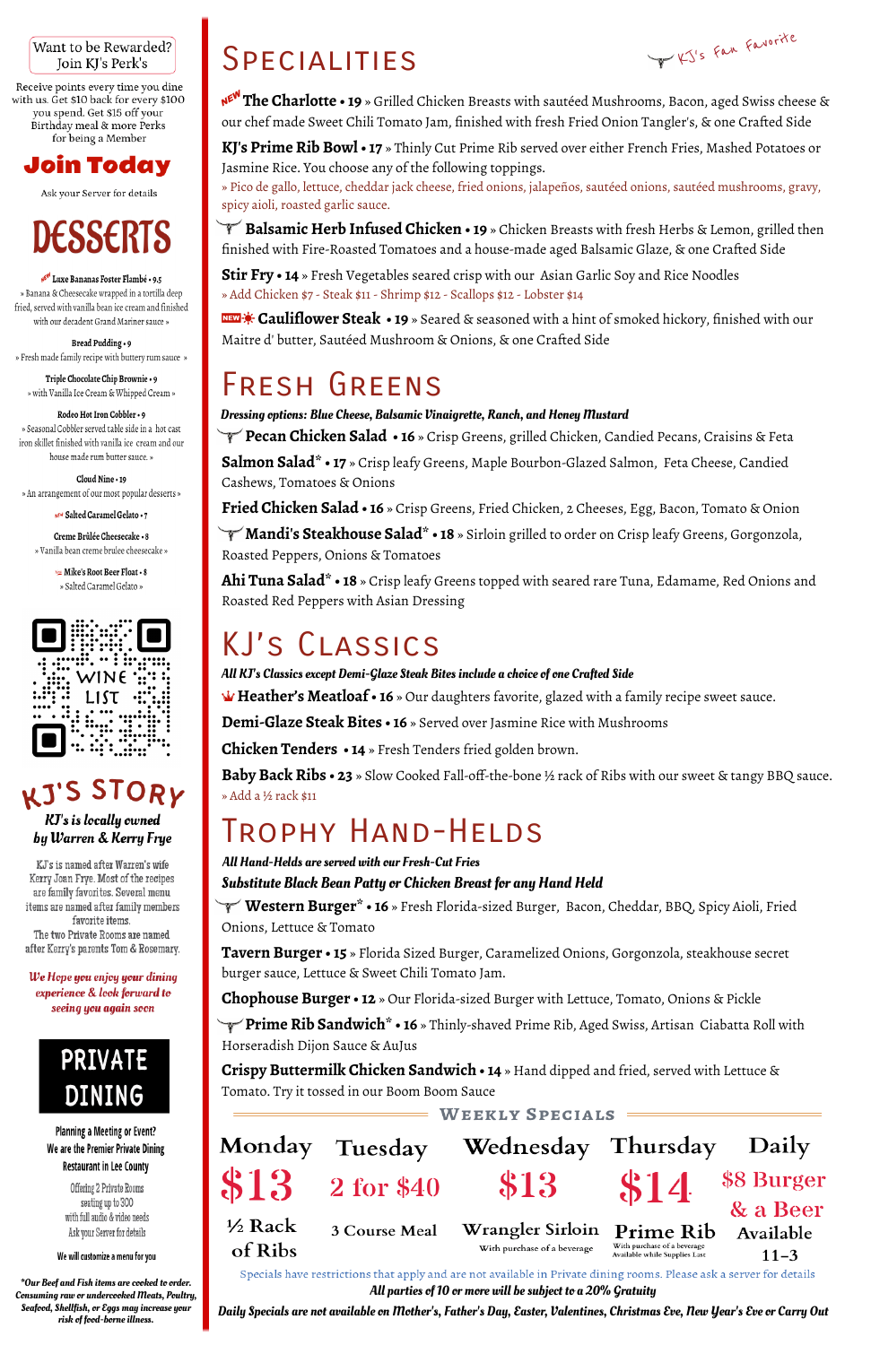Want to be Rewarded?
Join KJ's Perk's

Receive points every time you dine with us. Get $10 back for every $100 you spend. Get $15 off your Birthday meal & more Perks for being a Member

**Join Today**

Ask your Server for details

# DESSERTS

NEW **Luxe Bananas Foster Flambé • 9.5**
» Banana & Cheesecake wrapped in a tortilla deep fried, served with vanilla bean ice cream and finished with our decadent Grand Mariner sauce »

**Bread Pudding • 9**
» Fresh made family recipe with buttery rum sauce »

**Triple Chocolate Chip Brownie • 9**
» with Vanilla Ice Cream & Whipped Cream »

**Rodeo Hot Iron Cobbler • 9**
» Seasonal Cobbler served table side in a hot cast iron skillet finished with vanilla ice cream and our house made rum butter sauce. »

**Cloud Nine • 19**
» An arrangement of our most popular desserts »

NEW **Salted Caramel Gelato • 7**

**Creme Brûlée Cheesecake • 8**
» Vanilla bean creme brulee cheesecake »

**Mike's Root Beer Float • 8**
» Salted Caramel Gelato »

WINE LIST

## KJ'S STORY

*KJ's is locally owned by Warren & Kerry Frye*

KJ's is named after Warren's wife Kerry Joan Frye. Most of the recipes are family favorites. Several menu items are named after family members favorite items.
The two Private Rooms are named after Kerry's parents Tom & Rosemary.

*We Hope you enjoy your dining experience & look forward to seeing you again soon*

## PRIVATE DINING

Planning a Meeting or Event?
We are the Premier Private Dining Restaurant in Lee County

Offering 2 Private Rooms seating up to 300 with full audio & video needs
Ask your Server for details

We will customize a menu for you

*\*Our Beef and Fish items are cooked to order. Consuming raw or undercooked Meats, Poultry, Seafood, Shellfish, or Eggs may increase your risk of food-borne illness.*

# SPECIALITIES

KJ's Fan Favorite

NEW **The Charlotte • 19** » Grilled Chicken Breasts with sautéed Mushrooms, Bacon, aged Swiss cheese & our chef made Sweet Chili Tomato Jam, finished with fresh Fried Onion Tangler's, & one Crafted Side

**KJ's Prime Rib Bowl • 17** » Thinly Cut Prime Rib served over either French Fries, Mashed Potatoes or Jasmine Rice. You choose any of the following toppings.
» Pico de gallo, lettuce, cheddar jack cheese, fried onions, jalapeños, sautéed onions, sautéed mushrooms, gravy, spicy aioli, roasted garlic sauce.

**Balsamic Herb Infused Chicken • 19** » Chicken Breasts with fresh Herbs & Lemon, grilled then finished with Fire-Roasted Tomatoes and a house-made aged Balsamic Glaze, & one Crafted Side

**Stir Fry • 14** » Fresh Vegetables seared crisp with our Asian Garlic Soy and Rice Noodles
» Add Chicken $7 - Steak $11 - Shrimp $12 - Scallops $12 - Lobster $14

NEW **Cauliflower Steak • 19** » Seared & seasoned with a hint of smoked hickory, finished with our Maitre d' butter, Sautéed Mushroom & Onions, & one Crafted Side

# FRESH GREENS

***Dressing options: Blue Cheese, Balsamic Vinaigrette, Ranch, and Honey Mustard***

**Pecan Chicken Salad • 16** » Crisp Greens, grilled Chicken, Candied Pecans, Craisins & Feta

**Salmon Salad\* • 17** » Crisp leafy Greens, Maple Bourbon-Glazed Salmon, Feta Cheese, Candied Cashews, Tomatoes & Onions

**Fried Chicken Salad • 16** » Crisp Greens, Fried Chicken, 2 Cheeses, Egg, Bacon, Tomato & Onion

**Mandi's Steakhouse Salad\* • 18** » Sirloin grilled to order on Crisp leafy Greens, Gorgonzola, Roasted Peppers, Onions & Tomatoes

**Ahi Tuna Salad\* • 18** » Crisp leafy Greens topped with seared rare Tuna, Edamame, Red Onions and Roasted Red Peppers with Asian Dressing

# KJ'S CLASSICS

***All KJ's Classics except Demi-Glaze Steak Bites include a choice of one Crafted Side***

**Heather's Meatloaf • 16** » Our daughters favorite, glazed with a family recipe sweet sauce.

**Demi-Glaze Steak Bites • 16** » Served over Jasmine Rice with Mushrooms

**Chicken Tenders • 14** » Fresh Tenders fried golden brown.

**Baby Back Ribs • 23** » Slow Cooked Fall-off-the-bone ½ rack of Ribs with our sweet & tangy BBQ sauce.
» Add a ½ rack $11

# TROPHY HAND-HELDS

***All Hand-Helds are served with our Fresh-Cut Fries***
***Substitute Black Bean Patty or Chicken Breast for any Hand Held***

**Western Burger\* • 16** » Fresh Florida-sized Burger, Bacon, Cheddar, BBQ, Spicy Aioli, Fried Onions, Lettuce & Tomato

**Tavern Burger • 15** » Florida Sized Burger, Caramelized Onions, Gorgonzola, steakhouse secret burger sauce, Lettuce & Sweet Chili Tomato Jam.

**Chophouse Burger • 12** » Our Florida-sized Burger with Lettuce, Tomato, Onions & Pickle

**Prime Rib Sandwich\* • 16** » Thinly-shaved Prime Rib, Aged Swiss, Artisan Ciabatta Roll with Horseradish Dijon Sauce & AuJus

**Crispy Buttermilk Chicken Sandwich • 14** » Hand dipped and fried, served with Lettuce & Tomato. Try it tossed in our Boom Boom Sauce

## WEEKLY SPECIALS

| Monday | Tuesday | Wednesday | Thursday | Daily |
|---|---|---|---|---|
| $13 | 2 for $40 | $13 | $14 | $8 Burger & a Beer |
| ½ Rack of Ribs | 3 Course Meal | Wrangler Sirloin<br>With purchase of a beverage | Prime Rib<br>With purchase of a beverage<br>Available while Supplies Last | Available 11–3 |

Specials have restrictions that apply and are not available in Private dining rooms. Please ask a server for details

***All parties of 10 or more will be subject to a 20% Gratuity***

***Daily Specials are not available on Mother's, Father's Day, Easter, Valentines, Christmas Eve, New Year's Eve or Carry Out***